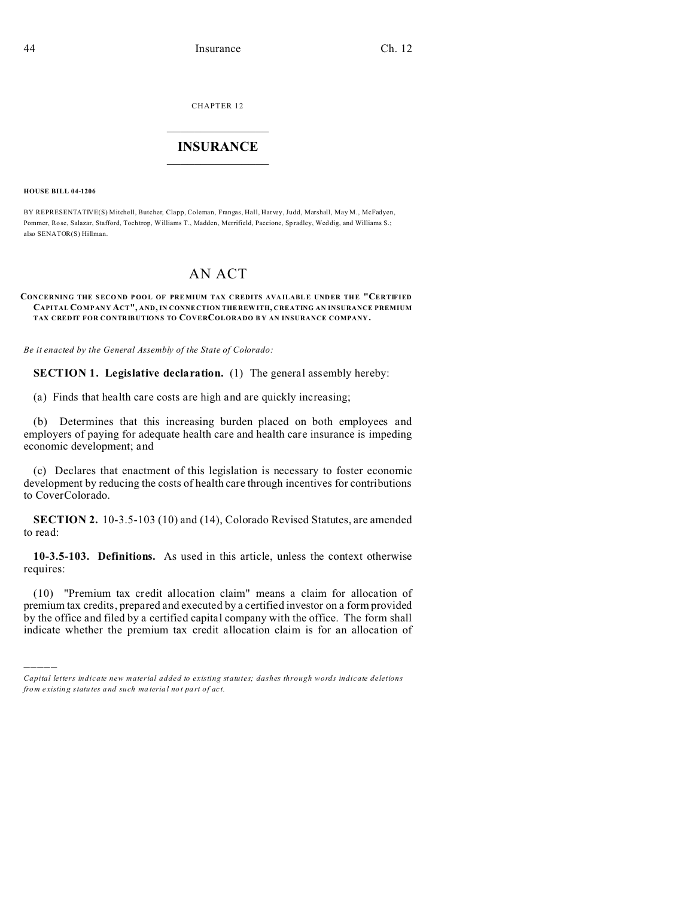CHAPTER 12

# INSURANCE

**HOUSE BILL 04-1206**

BY REPRESENTATIVE(S) Mitchell, Butcher, Clapp, Coleman, Frangas, Hall, Harvey, Judd, Marshall, May M., McFadyen, Pommer, Rose, Salazar, Stafford, Tochtrop, Williams T., Madden, Merrifield, Paccione, Spradley, Weddig, and Williams S.; also SENATOR(S) Hillman.

# AN ACT

**CONCERNING THE SECOND POOL OF PREMIUM TAX CREDITS AVAILABLE UNDER THE "CERTIFIED CAPITAL COMPANY ACT", AND, IN CONNECTION THEREWITH, CREATING AN INSURANCE PREMIUM TAX CREDIT FOR CONTRIBUTIONS TO COVERCOLORADO BY AN INSURANCE COMPANY.**

*Be it enacted by the General Assembly of the State of Colorado:*

**SECTION 1. Legislative declaration.** (1) The general assembly hereby:

(a) Finds that health care costs are high and are quickly increasing;

(b) Determines that this increasing burden placed on both employees and employers of paying for adequate health care and health care insurance is impeding economic development; and

(c) Declares that enactment of this legislation is necessary to foster economic development by reducing the costs of health care through incentives for contributions to CoverColorado.

**SECTION 2.** 10-3.5-103 (10) and (14), Colorado Revised Statutes, are amended to read:

**10-3.5-103. Definitions.** As used in this article, unless the context otherwise requires:

(10) "Premium tax credit allocation claim" means a claim for allocation of premium tax credits, prepared and executed by a certified investor on a form provided by the office and filed by a certified capital company with the office. The form shall indicate whether the premium tax credit allocation claim is for an allocation of

*Capital letters indicate new material added to existing statutes; dashes through words indicate deletions from existing statutes and such material not part of act.*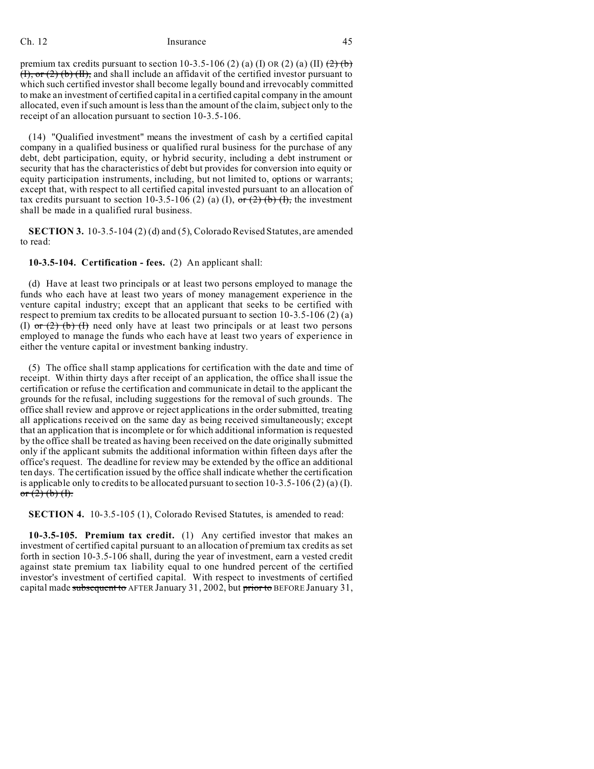premium tax credits pursuant to section 10-3.5-106 (2) (a) (I) OR (2) (a) (II) ~~(2) (b) (I), or (2) (b) (II),~~ and shall include an affidavit of the certified investor pursuant to which such certified investor shall become legally bound and irrevocably committed to make an investment of certified capital in a certified capital company in the amount allocated, even if such amount is less than the amount of the claim, subject only to the receipt of an allocation pursuant to section 10-3.5-106.

(14) "Qualified investment" means the investment of cash by a certified capital company in a qualified business or qualified rural business for the purchase of any debt, debt participation, equity, or hybrid security, including a debt instrument or security that has the characteristics of debt but provides for conversion into equity or equity participation instruments, including, but not limited to, options or warrants; except that, with respect to all certified capital invested pursuant to an allocation of tax credits pursuant to section 10-3.5-106 (2) (a) (I), ~~or (2) (b) (I),~~ the investment shall be made in a qualified rural business.

**SECTION 3.** 10-3.5-104 (2) (d) and (5), Colorado Revised Statutes, are amended to read:

**10-3.5-104. Certification - fees.** (2) An applicant shall:

(d) Have at least two principals or at least two persons employed to manage the funds who each have at least two years of money management experience in the venture capital industry; except that an applicant that seeks to be certified with respect to premium tax credits to be allocated pursuant to section 10-3.5-106 (2) (a) (I) ~~or (2) (b) (I)~~ need only have at least two principals or at least two persons employed to manage the funds who each have at least two years of experience in either the venture capital or investment banking industry.

(5) The office shall stamp applications for certification with the date and time of receipt. Within thirty days after receipt of an application, the office shall issue the certification or refuse the certification and communicate in detail to the applicant the grounds for the refusal, including suggestions for the removal of such grounds. The office shall review and approve or reject applications in the order submitted, treating all applications received on the same day as being received simultaneously; except that an application that is incomplete or for which additional information is requested by the office shall be treated as having been received on the date originally submitted only if the applicant submits the additional information within fifteen days after the office's request. The deadline for review may be extended by the office an additional ten days. The certification issued by the office shall indicate whether the certification is applicable only to credits to be allocated pursuant to section 10-3.5-106 (2) (a) (I). ~~or (2) (b) (I).~~

**SECTION 4.** 10-3.5-105 (1), Colorado Revised Statutes, is amended to read:

**10-3.5-105. Premium tax credit.** (1) Any certified investor that makes an investment of certified capital pursuant to an allocation of premium tax credits as set forth in section 10-3.5-106 shall, during the year of investment, earn a vested credit against state premium tax liability equal to one hundred percent of the certified investor's investment of certified capital. With respect to investments of certified capital made ~~subsequent to~~ AFTER January 31, 2002, but ~~prior to~~ BEFORE January 31,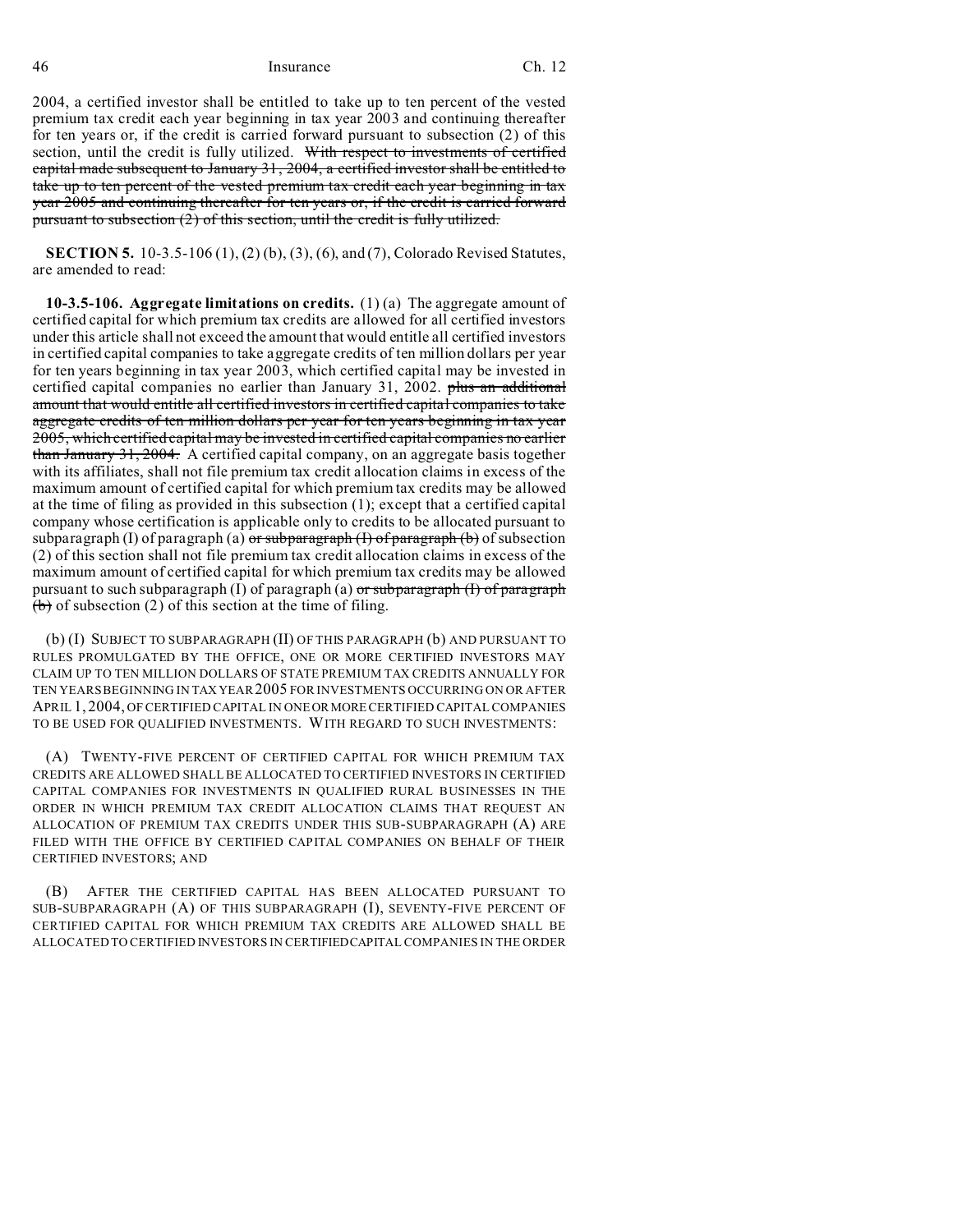2004, a certified investor shall be entitled to take up to ten percent of the vested premium tax credit each year beginning in tax year 2003 and continuing thereafter for ten years or, if the credit is carried forward pursuant to subsection (2) of this section, until the credit is fully utilized. ~~With respect to investments of certified capital made subsequent to January 31, 2004, a certified investor shall be entitled to take up to ten percent of the vested premium tax credit each year beginning in tax year 2005 and continuing thereafter for ten years or, if the credit is carried forward pursuant to subsection (2) of this section, until the credit is fully utilized.~~

**SECTION 5.** 10-3.5-106 (1), (2) (b), (3), (6), and (7), Colorado Revised Statutes, are amended to read:

**10-3.5-106. Aggregate limitations on credits.** (1) (a) The aggregate amount of certified capital for which premium tax credits are allowed for all certified investors under this article shall not exceed the amount that would entitle all certified investors in certified capital companies to take aggregate credits of ten million dollars per year for ten years beginning in tax year 2003, which certified capital may be invested in certified capital companies no earlier than January 31, 2002. ~~plus an additional amount that would entitle all certified investors in certified capital companies to take aggregate credits of ten million dollars per year for ten years beginning in tax year 2005, which certified capital may be invested in certified capital companies no earlier than January 31, 2004.~~ A certified capital company, on an aggregate basis together with its affiliates, shall not file premium tax credit allocation claims in excess of the maximum amount of certified capital for which premium tax credits may be allowed at the time of filing as provided in this subsection (1); except that a certified capital company whose certification is applicable only to credits to be allocated pursuant to subparagraph (I) of paragraph (a) ~~or subparagraph (I) of paragraph (b)~~ of subsection (2) of this section shall not file premium tax credit allocation claims in excess of the maximum amount of certified capital for which premium tax credits may be allowed pursuant to such subparagraph (I) of paragraph (a) ~~or subparagraph (I) of paragraph (b)~~ of subsection (2) of this section at the time of filing.

(b) (I) SUBJECT TO SUBPARAGRAPH (II) OF THIS PARAGRAPH (b) AND PURSUANT TO RULES PROMULGATED BY THE OFFICE, ONE OR MORE CERTIFIED INVESTORS MAY CLAIM UP TO TEN MILLION DOLLARS OF STATE PREMIUM TAX CREDITS ANNUALLY FOR TEN YEARS BEGINNING IN TAX YEAR 2005 FOR INVESTMENTS OCCURRING ON OR AFTER APRIL 1, 2004, OF CERTIFIED CAPITAL IN ONE OR MORE CERTIFIED CAPITAL COMPANIES TO BE USED FOR QUALIFIED INVESTMENTS. WITH REGARD TO SUCH INVESTMENTS:

(A) TWENTY-FIVE PERCENT OF CERTIFIED CAPITAL FOR WHICH PREMIUM TAX CREDITS ARE ALLOWED SHALL BE ALLOCATED TO CERTIFIED INVESTORS IN CERTIFIED CAPITAL COMPANIES FOR INVESTMENTS IN QUALIFIED RURAL BUSINESSES IN THE ORDER IN WHICH PREMIUM TAX CREDIT ALLOCATION CLAIMS THAT REQUEST AN ALLOCATION OF PREMIUM TAX CREDITS UNDER THIS SUB-SUBPARAGRAPH (A) ARE FILED WITH THE OFFICE BY CERTIFIED CAPITAL COMPANIES ON BEHALF OF THEIR CERTIFIED INVESTORS; AND

(B) AFTER THE CERTIFIED CAPITAL HAS BEEN ALLOCATED PURSUANT TO SUB-SUBPARAGRAPH (A) OF THIS SUBPARAGRAPH (I), SEVENTY-FIVE PERCENT OF CERTIFIED CAPITAL FOR WHICH PREMIUM TAX CREDITS ARE ALLOWED SHALL BE ALLOCATED TO CERTIFIED INVESTORS IN CERTIFIED CAPITAL COMPANIES IN THE ORDER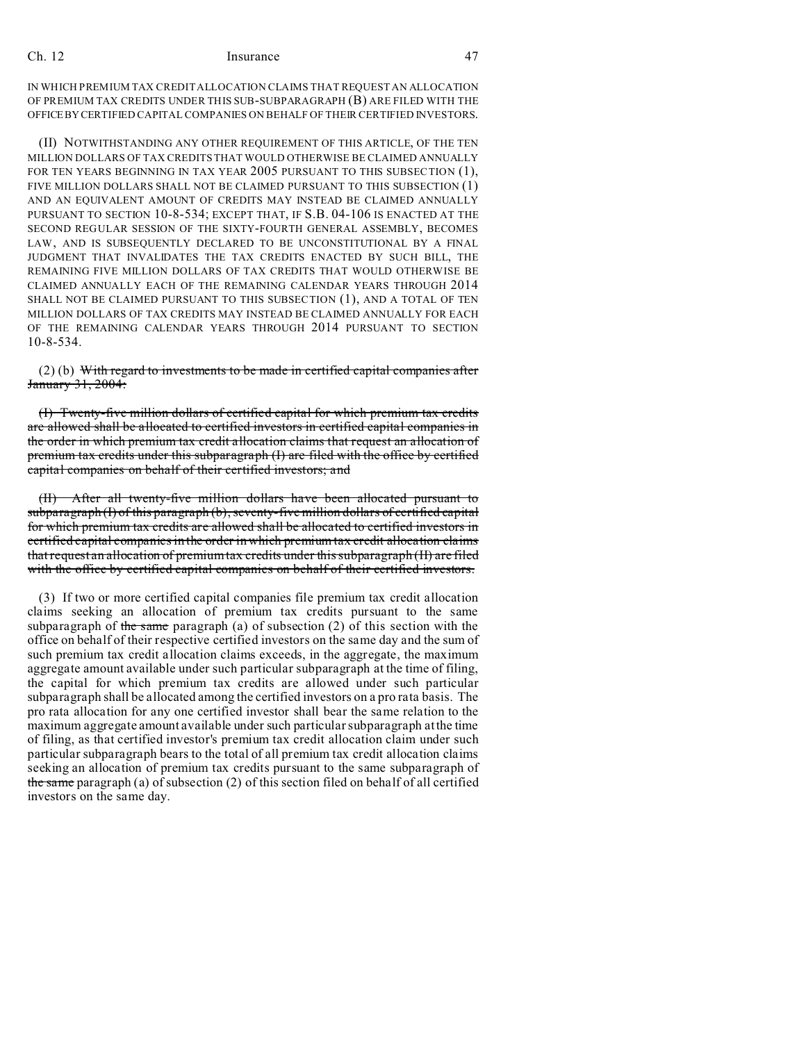IN WHICH PREMIUM TAX CREDIT ALLOCATION CLAIMS THAT REQUEST AN ALLOCATION OF PREMIUM TAX CREDITS UNDER THIS SUB-SUBPARAGRAPH (B) ARE FILED WITH THE OFFICE BY CERTIFIED CAPITAL COMPANIES ON BEHALF OF THEIR CERTIFIED INVESTORS.

(II) NOTWITHSTANDING ANY OTHER REQUIREMENT OF THIS ARTICLE, OF THE TEN MILLION DOLLARS OF TAX CREDITS THAT WOULD OTHERWISE BE CLAIMED ANNUALLY FOR TEN YEARS BEGINNING IN TAX YEAR 2005 PURSUANT TO THIS SUBSECTION (1), FIVE MILLION DOLLARS SHALL NOT BE CLAIMED PURSUANT TO THIS SUBSECTION (1) AND AN EQUIVALENT AMOUNT OF CREDITS MAY INSTEAD BE CLAIMED ANNUALLY PURSUANT TO SECTION 10-8-534; EXCEPT THAT, IF S.B. 04-106 IS ENACTED AT THE SECOND REGULAR SESSION OF THE SIXTY-FOURTH GENERAL ASSEMBLY, BECOMES LAW, AND IS SUBSEQUENTLY DECLARED TO BE UNCONSTITUTIONAL BY A FINAL JUDGMENT THAT INVALIDATES THE TAX CREDITS ENACTED BY SUCH BILL, THE REMAINING FIVE MILLION DOLLARS OF TAX CREDITS THAT WOULD OTHERWISE BE CLAIMED ANNUALLY EACH OF THE REMAINING CALENDAR YEARS THROUGH 2014 SHALL NOT BE CLAIMED PURSUANT TO THIS SUBSECTION (1), AND A TOTAL OF TEN MILLION DOLLARS OF TAX CREDITS MAY INSTEAD BE CLAIMED ANNUALLY FOR EACH OF THE REMAINING CALENDAR YEARS THROUGH 2014 PURSUANT TO SECTION 10-8-534.

(2) (b) ~~With regard to investments to be made in certified capital companies after January 31, 2004:~~

~~(I) Twenty-five million dollars of certified capital for which premium tax credits are allowed shall be allocated to certified investors in certified capital companies in the order in which premium tax credit allocation claims that request an allocation of premium tax credits under this subparagraph (I) are filed with the office by certified capital companies on behalf of their certified investors; and~~

~~(II) After all twenty-five million dollars have been allocated pursuant to subparagraph (I) of this paragraph (b), seventy-five million dollars of certified capital for which premium tax credits are allowed shall be allocated to certified investors in certified capital companies in the order in which premium tax credit allocation claims that request an allocation of premium tax credits under this subparagraph (II) are filed with the office by certified capital companies on behalf of their certified investors.~~

(3) If two or more certified capital companies file premium tax credit allocation claims seeking an allocation of premium tax credits pursuant to the same subparagraph of ~~the same~~ paragraph (a) of subsection (2) of this section with the office on behalf of their respective certified investors on the same day and the sum of such premium tax credit allocation claims exceeds, in the aggregate, the maximum aggregate amount available under such particular subparagraph at the time of filing, the capital for which premium tax credits are allowed under such particular subparagraph shall be allocated among the certified investors on a pro rata basis. The pro rata allocation for any one certified investor shall bear the same relation to the maximum aggregate amount available under such particular subparagraph at the time of filing, as that certified investor's premium tax credit allocation claim under such particular subparagraph bears to the total of all premium tax credit allocation claims seeking an allocation of premium tax credits pursuant to the same subparagraph of ~~the same~~ paragraph (a) of subsection (2) of this section filed on behalf of all certified investors on the same day.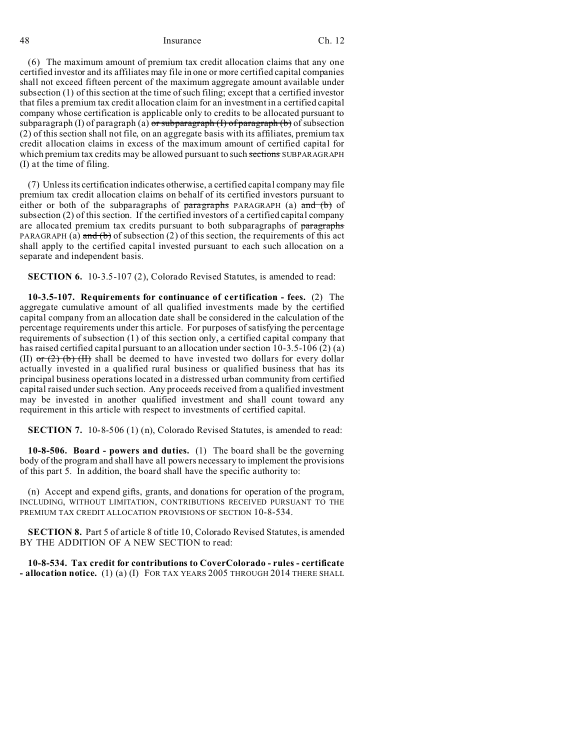(6) The maximum amount of premium tax credit allocation claims that any one certified investor and its affiliates may file in one or more certified capital companies shall not exceed fifteen percent of the maximum aggregate amount available under subsection (1) of this section at the time of such filing; except that a certified investor that files a premium tax credit allocation claim for an investment in a certified capital company whose certification is applicable only to credits to be allocated pursuant to subparagraph (I) of paragraph (a) ~~or subparagraph (I) of paragraph (b)~~ of subsection (2) of this section shall not file, on an aggregate basis with its affiliates, premium tax credit allocation claims in excess of the maximum amount of certified capital for which premium tax credits may be allowed pursuant to such ~~sections~~ SUBPARAGRAPH (I) at the time of filing.

(7) Unless its certification indicates otherwise, a certified capital company may file premium tax credit allocation claims on behalf of its certified investors pursuant to either or both of the subparagraphs of ~~paragraphs~~ PARAGRAPH (a) ~~and (b)~~ of subsection (2) of this section. If the certified investors of a certified capital company are allocated premium tax credits pursuant to both subparagraphs of ~~paragraphs~~ PARAGRAPH (a) ~~and (b)~~ of subsection (2) of this section, the requirements of this act shall apply to the certified capital invested pursuant to each such allocation on a separate and independent basis.

**SECTION 6.** 10-3.5-107 (2), Colorado Revised Statutes, is amended to read:

**10-3.5-107. Requirements for continuance of certification - fees.** (2) The aggregate cumulative amount of all qualified investments made by the certified capital company from an allocation date shall be considered in the calculation of the percentage requirements under this article. For purposes of satisfying the percentage requirements of subsection (1) of this section only, a certified capital company that has raised certified capital pursuant to an allocation under section 10-3.5-106 (2) (a) (II) ~~or (2) (b) (II)~~ shall be deemed to have invested two dollars for every dollar actually invested in a qualified rural business or qualified business that has its principal business operations located in a distressed urban community from certified capital raised under such section. Any proceeds received from a qualified investment may be invested in another qualified investment and shall count toward any requirement in this article with respect to investments of certified capital.

**SECTION 7.** 10-8-506 (1) (n), Colorado Revised Statutes, is amended to read:

**10-8-506. Board - powers and duties.** (1) The board shall be the governing body of the program and shall have all powers necessary to implement the provisions of this part 5. In addition, the board shall have the specific authority to:

(n) Accept and expend gifts, grants, and donations for operation of the program, INCLUDING, WITHOUT LIMITATION, CONTRIBUTIONS RECEIVED PURSUANT TO THE PREMIUM TAX CREDIT ALLOCATION PROVISIONS OF SECTION 10-8-534.

**SECTION 8.** Part 5 of article 8 of title 10, Colorado Revised Statutes, is amended BY THE ADDITION OF A NEW SECTION to read:

**10-8-534. Tax credit for contributions to CoverColorado - rules - certificate - allocation notice.** (1) (a) (I) FOR TAX YEARS 2005 THROUGH 2014 THERE SHALL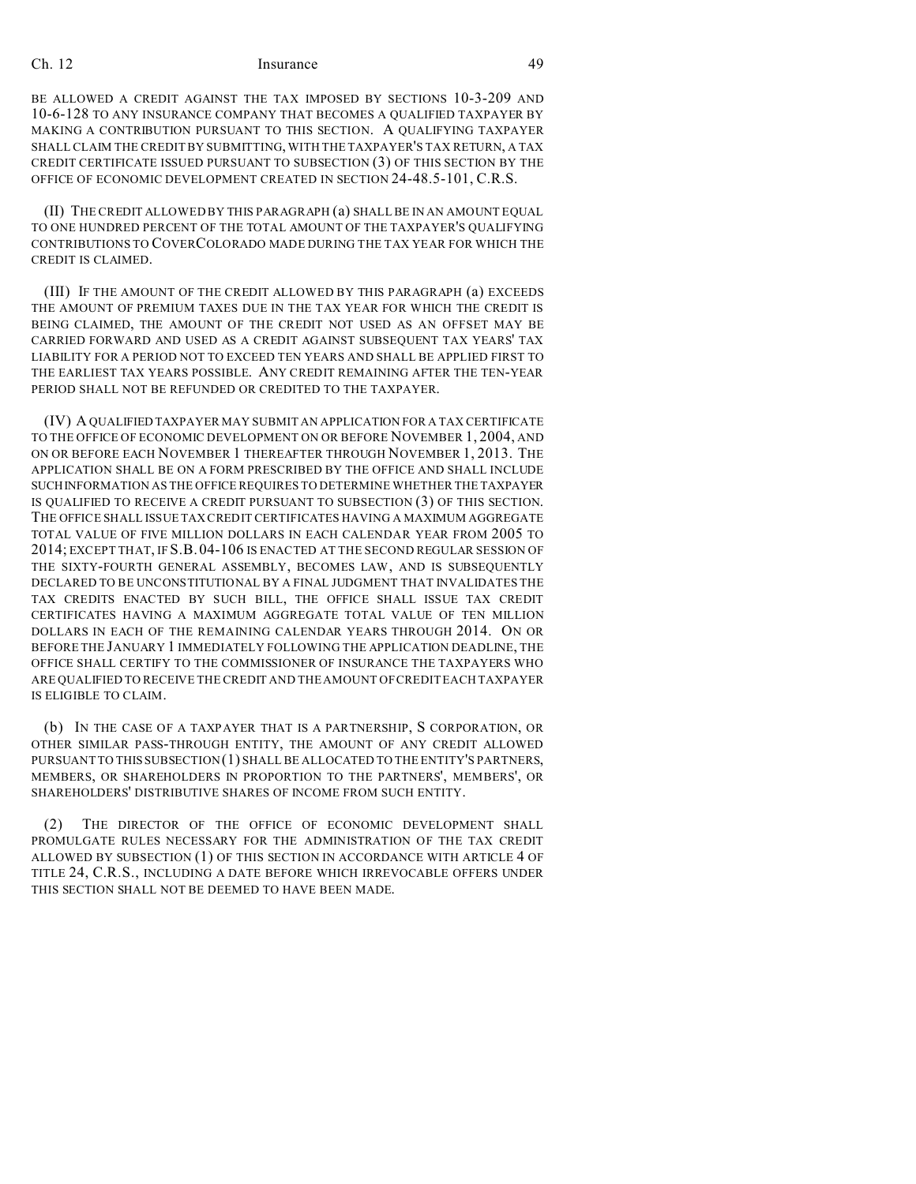BE ALLOWED A CREDIT AGAINST THE TAX IMPOSED BY SECTIONS 10-3-209 AND 10-6-128 TO ANY INSURANCE COMPANY THAT BECOMES A QUALIFIED TAXPAYER BY MAKING A CONTRIBUTION PURSUANT TO THIS SECTION. A QUALIFYING TAXPAYER SHALL CLAIM THE CREDIT BY SUBMITTING, WITH THE TAXPAYER'S TAX RETURN, A TAX CREDIT CERTIFICATE ISSUED PURSUANT TO SUBSECTION (3) OF THIS SECTION BY THE OFFICE OF ECONOMIC DEVELOPMENT CREATED IN SECTION 24-48.5-101, C.R.S.

(II) THE CREDIT ALLOWED BY THIS PARAGRAPH (a) SHALL BE IN AN AMOUNT EQUAL TO ONE HUNDRED PERCENT OF THE TOTAL AMOUNT OF THE TAXPAYER'S QUALIFYING CONTRIBUTIONS TO COVERCOLORADO MADE DURING THE TAX YEAR FOR WHICH THE CREDIT IS CLAIMED.

(III) IF THE AMOUNT OF THE CREDIT ALLOWED BY THIS PARAGRAPH (a) EXCEEDS THE AMOUNT OF PREMIUM TAXES DUE IN THE TAX YEAR FOR WHICH THE CREDIT IS BEING CLAIMED, THE AMOUNT OF THE CREDIT NOT USED AS AN OFFSET MAY BE CARRIED FORWARD AND USED AS A CREDIT AGAINST SUBSEQUENT TAX YEARS' TAX LIABILITY FOR A PERIOD NOT TO EXCEED TEN YEARS AND SHALL BE APPLIED FIRST TO THE EARLIEST TAX YEARS POSSIBLE. ANY CREDIT REMAINING AFTER THE TEN-YEAR PERIOD SHALL NOT BE REFUNDED OR CREDITED TO THE TAXPAYER.

(IV) A QUALIFIED TAXPAYER MAY SUBMIT AN APPLICATION FOR A TAX CERTIFICATE TO THE OFFICE OF ECONOMIC DEVELOPMENT ON OR BEFORE NOVEMBER 1, 2004, AND ON OR BEFORE EACH NOVEMBER 1 THEREAFTER THROUGH NOVEMBER 1, 2013. THE APPLICATION SHALL BE ON A FORM PRESCRIBED BY THE OFFICE AND SHALL INCLUDE SUCH INFORMATION AS THE OFFICE REQUIRES TO DETERMINE WHETHER THE TAXPAYER IS QUALIFIED TO RECEIVE A CREDIT PURSUANT TO SUBSECTION (3) OF THIS SECTION. THE OFFICE SHALL ISSUE TAX CREDIT CERTIFICATES HAVING A MAXIMUM AGGREGATE TOTAL VALUE OF FIVE MILLION DOLLARS IN EACH CALENDAR YEAR FROM 2005 TO 2014; EXCEPT THAT, IF S.B. 04-106 IS ENACTED AT THE SECOND REGULAR SESSION OF THE SIXTY-FOURTH GENERAL ASSEMBLY, BECOMES LAW, AND IS SUBSEQUENTLY DECLARED TO BE UNCONSTITUTIONAL BY A FINAL JUDGMENT THAT INVALIDATES THE TAX CREDITS ENACTED BY SUCH BILL, THE OFFICE SHALL ISSUE TAX CREDIT CERTIFICATES HAVING A MAXIMUM AGGREGATE TOTAL VALUE OF TEN MILLION DOLLARS IN EACH OF THE REMAINING CALENDAR YEARS THROUGH 2014. ON OR BEFORE THE JANUARY 1 IMMEDIATELY FOLLOWING THE APPLICATION DEADLINE, THE OFFICE SHALL CERTIFY TO THE COMMISSIONER OF INSURANCE THE TAXPAYERS WHO ARE QUALIFIED TO RECEIVE THE CREDIT AND THE AMOUNT OF CREDIT EACH TAXPAYER IS ELIGIBLE TO CLAIM.

(b) IN THE CASE OF A TAXPAYER THAT IS A PARTNERSHIP, S CORPORATION, OR OTHER SIMILAR PASS-THROUGH ENTITY, THE AMOUNT OF ANY CREDIT ALLOWED PURSUANT TO THIS SUBSECTION (1) SHALL BE ALLOCATED TO THE ENTITY'S PARTNERS, MEMBERS, OR SHAREHOLDERS IN PROPORTION TO THE PARTNERS', MEMBERS', OR SHAREHOLDERS' DISTRIBUTIVE SHARES OF INCOME FROM SUCH ENTITY.

(2) THE DIRECTOR OF THE OFFICE OF ECONOMIC DEVELOPMENT SHALL PROMULGATE RULES NECESSARY FOR THE ADMINISTRATION OF THE TAX CREDIT ALLOWED BY SUBSECTION (1) OF THIS SECTION IN ACCORDANCE WITH ARTICLE 4 OF TITLE 24, C.R.S., INCLUDING A DATE BEFORE WHICH IRREVOCABLE OFFERS UNDER THIS SECTION SHALL NOT BE DEEMED TO HAVE BEEN MADE.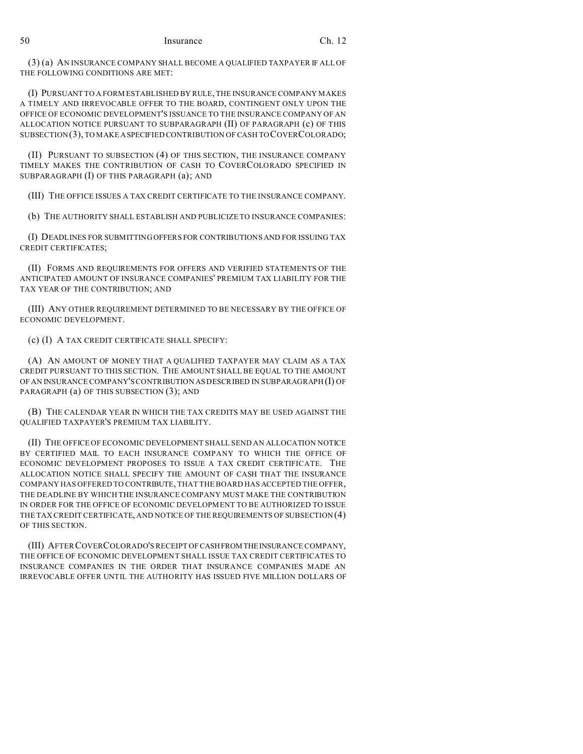(3) (a) AN INSURANCE COMPANY SHALL BECOME A QUALIFIED TAXPAYER IF ALL OF THE FOLLOWING CONDITIONS ARE MET:

(I) PURSUANT TO A FORM ESTABLISHED BY RULE, THE INSURANCE COMPANY MAKES A TIMELY AND IRREVOCABLE OFFER TO THE BOARD, CONTINGENT ONLY UPON THE OFFICE OF ECONOMIC DEVELOPMENT'S ISSUANCE TO THE INSURANCE COMPANY OF AN ALLOCATION NOTICE PURSUANT TO SUBPARAGRAPH (II) OF PARAGRAPH (c) OF THIS SUBSECTION (3), TO MAKE A SPECIFIED CONTRIBUTION OF CASH TO COVERCOLORADO;

(II) PURSUANT TO SUBSECTION (4) OF THIS SECTION, THE INSURANCE COMPANY TIMELY MAKES THE CONTRIBUTION OF CASH TO COVERCOLORADO SPECIFIED IN SUBPARAGRAPH (I) OF THIS PARAGRAPH (a); AND

(III) THE OFFICE ISSUES A TAX CREDIT CERTIFICATE TO THE INSURANCE COMPANY.

(b) THE AUTHORITY SHALL ESTABLISH AND PUBLICIZE TO INSURANCE COMPANIES:

(I) DEADLINES FOR SUBMITTING OFFERS FOR CONTRIBUTIONS AND FOR ISSUING TAX CREDIT CERTIFICATES;

(II) FORMS AND REQUIREMENTS FOR OFFERS AND VERIFIED STATEMENTS OF THE ANTICIPATED AMOUNT OF INSURANCE COMPANIES' PREMIUM TAX LIABILITY FOR THE TAX YEAR OF THE CONTRIBUTION; AND

(III) ANY OTHER REQUIREMENT DETERMINED TO BE NECESSARY BY THE OFFICE OF ECONOMIC DEVELOPMENT.

(c) (I) A TAX CREDIT CERTIFICATE SHALL SPECIFY:

(A) AN AMOUNT OF MONEY THAT A QUALIFIED TAXPAYER MAY CLAIM AS A TAX CREDIT PURSUANT TO THIS SECTION. THE AMOUNT SHALL BE EQUAL TO THE AMOUNT OF AN INSURANCE COMPANY'S CONTRIBUTION AS DESCRIBED IN SUBPARAGRAPH (I) OF PARAGRAPH (a) OF THIS SUBSECTION (3); AND

(B) THE CALENDAR YEAR IN WHICH THE TAX CREDITS MAY BE USED AGAINST THE QUALIFIED TAXPAYER'S PREMIUM TAX LIABILITY.

(II) THE OFFICE OF ECONOMIC DEVELOPMENT SHALL SEND AN ALLOCATION NOTICE BY CERTIFIED MAIL TO EACH INSURANCE COMPANY TO WHICH THE OFFICE OF ECONOMIC DEVELOPMENT PROPOSES TO ISSUE A TAX CREDIT CERTIFICATE. THE ALLOCATION NOTICE SHALL SPECIFY THE AMOUNT OF CASH THAT THE INSURANCE COMPANY HAS OFFERED TO CONTRIBUTE, THAT THE BOARD HAS ACCEPTED THE OFFER, THE DEADLINE BY WHICH THE INSURANCE COMPANY MUST MAKE THE CONTRIBUTION IN ORDER FOR THE OFFICE OF ECONOMIC DEVELOPMENT TO BE AUTHORIZED TO ISSUE THE TAX CREDIT CERTIFICATE, AND NOTICE OF THE REQUIREMENTS OF SUBSECTION (4) OF THIS SECTION.

(III) AFTER COVERCOLORADO'S RECEIPT OF CASH FROM THE INSURANCE COMPANY, THE OFFICE OF ECONOMIC DEVELOPMENT SHALL ISSUE TAX CREDIT CERTIFICATES TO INSURANCE COMPANIES IN THE ORDER THAT INSURANCE COMPANIES MADE AN IRREVOCABLE OFFER UNTIL THE AUTHORITY HAS ISSUED FIVE MILLION DOLLARS OF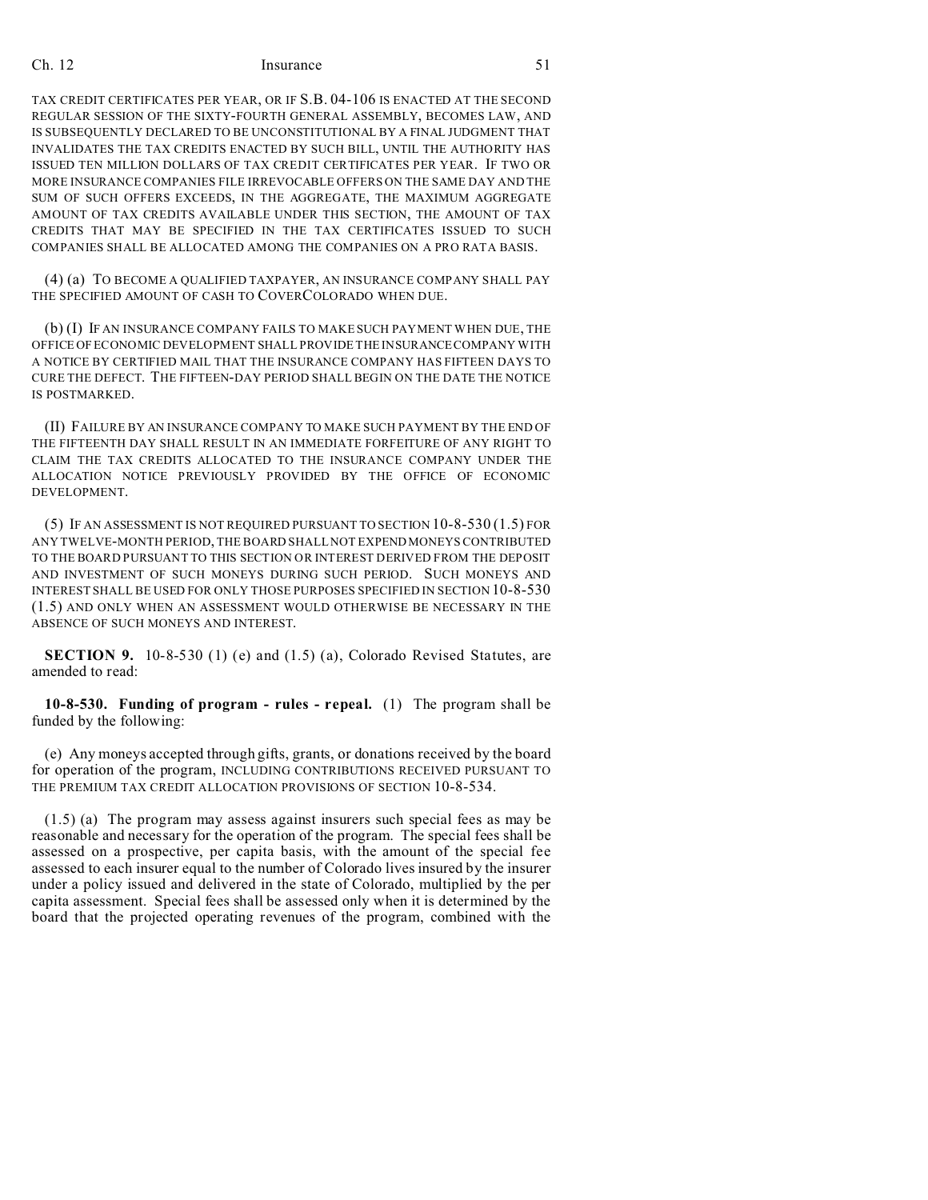TAX CREDIT CERTIFICATES PER YEAR, OR IF S.B. 04-106 IS ENACTED AT THE SECOND REGULAR SESSION OF THE SIXTY-FOURTH GENERAL ASSEMBLY, BECOMES LAW, AND IS SUBSEQUENTLY DECLARED TO BE UNCONSTITUTIONAL BY A FINAL JUDGMENT THAT INVALIDATES THE TAX CREDITS ENACTED BY SUCH BILL, UNTIL THE AUTHORITY HAS ISSUED TEN MILLION DOLLARS OF TAX CREDIT CERTIFICATES PER YEAR. IF TWO OR MORE INSURANCE COMPANIES FILE IRREVOCABLE OFFERS ON THE SAME DAY AND THE SUM OF SUCH OFFERS EXCEEDS, IN THE AGGREGATE, THE MAXIMUM AGGREGATE AMOUNT OF TAX CREDITS AVAILABLE UNDER THIS SECTION, THE AMOUNT OF TAX CREDITS THAT MAY BE SPECIFIED IN THE TAX CERTIFICATES ISSUED TO SUCH COMPANIES SHALL BE ALLOCATED AMONG THE COMPANIES ON A PRO RATA BASIS.

(4) (a) TO BECOME A QUALIFIED TAXPAYER, AN INSURANCE COMPANY SHALL PAY THE SPECIFIED AMOUNT OF CASH TO COVERCOLORADO WHEN DUE.

(b) (I) IF AN INSURANCE COMPANY FAILS TO MAKE SUCH PAYMENT WHEN DUE, THE OFFICE OF ECONOMIC DEVELOPMENT SHALL PROVIDE THE INSURANCE COMPANY WITH A NOTICE BY CERTIFIED MAIL THAT THE INSURANCE COMPANY HAS FIFTEEN DAYS TO CURE THE DEFECT. THE FIFTEEN-DAY PERIOD SHALL BEGIN ON THE DATE THE NOTICE IS POSTMARKED.

(II) FAILURE BY AN INSURANCE COMPANY TO MAKE SUCH PAYMENT BY THE END OF THE FIFTEENTH DAY SHALL RESULT IN AN IMMEDIATE FORFEITURE OF ANY RIGHT TO CLAIM THE TAX CREDITS ALLOCATED TO THE INSURANCE COMPANY UNDER THE ALLOCATION NOTICE PREVIOUSLY PROVIDED BY THE OFFICE OF ECONOMIC DEVELOPMENT.

(5) IF AN ASSESSMENT IS NOT REQUIRED PURSUANT TO SECTION 10-8-530 (1.5) FOR ANY TWELVE-MONTH PERIOD, THE BOARD SHALL NOT EXPEND MONEYS CONTRIBUTED TO THE BOARD PURSUANT TO THIS SECTION OR INTEREST DERIVED FROM THE DEPOSIT AND INVESTMENT OF SUCH MONEYS DURING SUCH PERIOD. SUCH MONEYS AND INTEREST SHALL BE USED FOR ONLY THOSE PURPOSES SPECIFIED IN SECTION 10-8-530 (1.5) AND ONLY WHEN AN ASSESSMENT WOULD OTHERWISE BE NECESSARY IN THE ABSENCE OF SUCH MONEYS AND INTEREST.

**SECTION 9.** 10-8-530 (1) (e) and (1.5) (a), Colorado Revised Statutes, are amended to read:

**10-8-530. Funding of program - rules - repeal.** (1) The program shall be funded by the following:

(e) Any moneys accepted through gifts, grants, or donations received by the board for operation of the program, INCLUDING CONTRIBUTIONS RECEIVED PURSUANT TO THE PREMIUM TAX CREDIT ALLOCATION PROVISIONS OF SECTION 10-8-534.

(1.5) (a) The program may assess against insurers such special fees as may be reasonable and necessary for the operation of the program. The special fees shall be assessed on a prospective, per capita basis, with the amount of the special fee assessed to each insurer equal to the number of Colorado lives insured by the insurer under a policy issued and delivered in the state of Colorado, multiplied by the per capita assessment. Special fees shall be assessed only when it is determined by the board that the projected operating revenues of the program, combined with the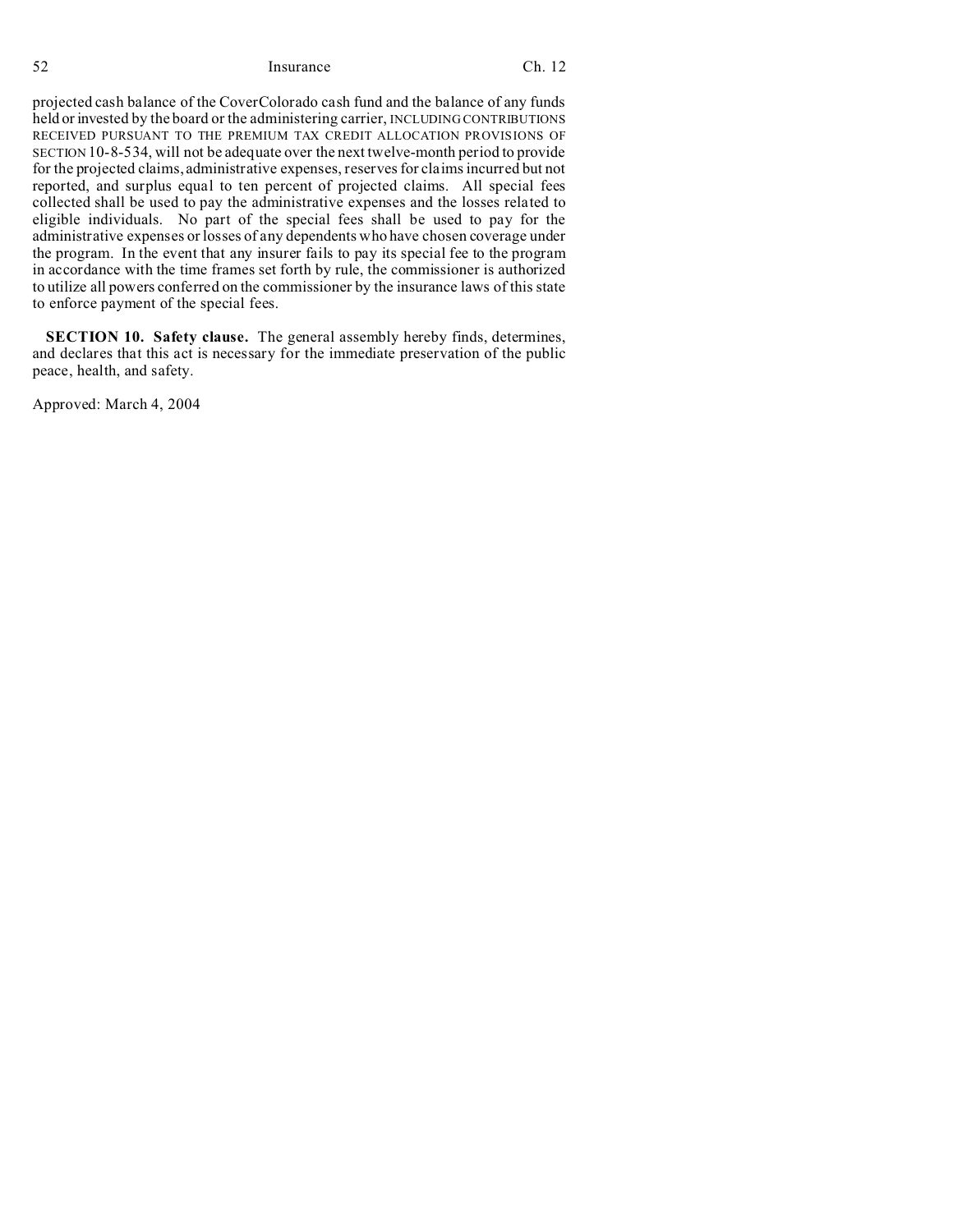projected cash balance of the CoverColorado cash fund and the balance of any funds held or invested by the board or the administering carrier, INCLUDING CONTRIBUTIONS RECEIVED PURSUANT TO THE PREMIUM TAX CREDIT ALLOCATION PROVISIONS OF SECTION 10-8-534, will not be adequate over the next twelve-month period to provide for the projected claims, administrative expenses, reserves for claims incurred but not reported, and surplus equal to ten percent of projected claims. All special fees collected shall be used to pay the administrative expenses and the losses related to eligible individuals. No part of the special fees shall be used to pay for the administrative expenses or losses of any dependents who have chosen coverage under the program. In the event that any insurer fails to pay its special fee to the program in accordance with the time frames set forth by rule, the commissioner is authorized to utilize all powers conferred on the commissioner by the insurance laws of this state to enforce payment of the special fees.

**SECTION 10. Safety clause.** The general assembly hereby finds, determines, and declares that this act is necessary for the immediate preservation of the public peace, health, and safety.

Approved: March 4, 2004